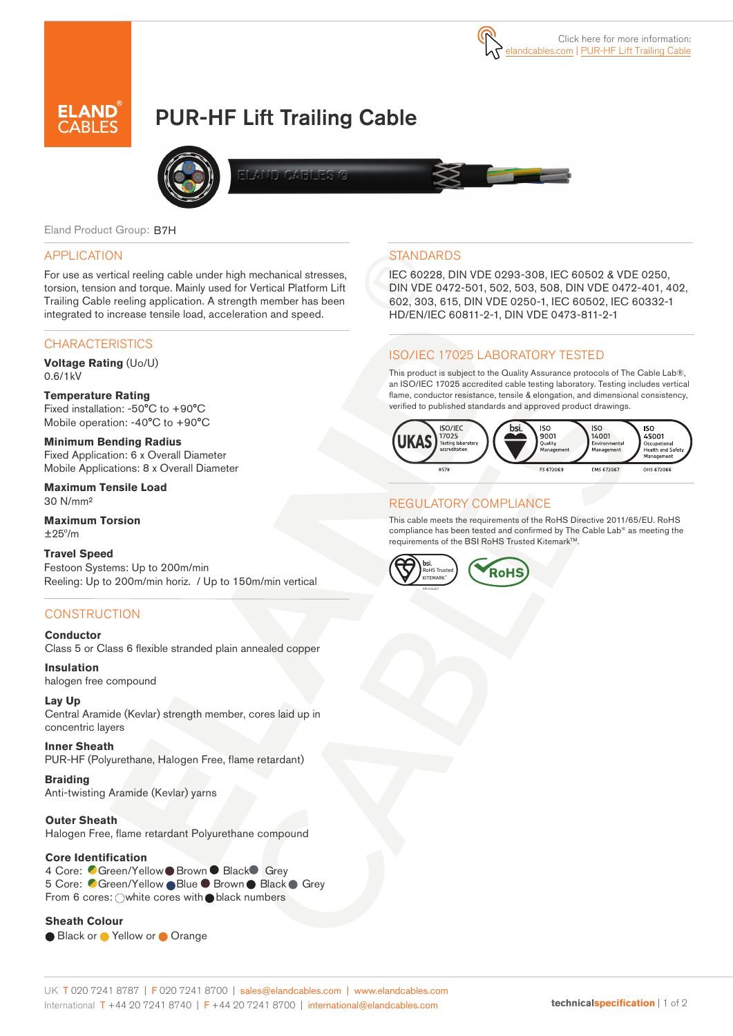Click here for more information: elandcables.com | PUR-HF Lift Trailing Cable

# PUR-HF Lift Trailing Cable

Eland Product Group: B7H

## APPLICATION

For use as vertical reeling cable under high mechanical stresses, torsion, tension and torque. Mainly used for Vertical Platform Lift Trailing Cable reeling application. A strength member has been integrated to increase tensile load, acceleration and speed.

## CHARACTERISTICS

**Voltage Rating** (Uo/U)
0.6/1kV

**Temperature Rating**
Fixed installation: -50°C to +90°C
Mobile operation: -40°C to +90°C

**Minimum Bending Radius**
Fixed Application: 6 x Overall Diameter
Mobile Applications: 8 x Overall Diameter

**Maximum Tensile Load**
30 N/mm²

**Maximum Torsion**
±25°/m

**Travel Speed**
Festoon Systems: Up to 200m/min
Reeling: Up to 200m/min horiz. / Up to 150m/min vertical

## CONSTRUCTION

**Conductor**
Class 5 or Class 6 flexible stranded plain annealed copper

**Insulation**
halogen free compound

**Lay Up**
Central Aramide (Kevlar) strength member, cores laid up in concentric layers

**Inner Sheath**
PUR-HF (Polyurethane, Halogen Free, flame retardant)

**Braiding**
Anti-twisting Aramide (Kevlar) yarns

**Outer Sheath**
Halogen Free, flame retardant Polyurethane compound

**Core Identification**
4 Core: Green/Yellow, Brown, Black, Grey
5 Core: Green/Yellow, Blue, Brown, Black, Grey
From 6 cores: white cores with black numbers

**Sheath Colour**
Black or Yellow or Orange

## STANDARDS

IEC 60228, DIN VDE 0293-308, IEC 60502 & VDE 0250, DIN VDE 0472-501, 502, 503, 508, DIN VDE 0472-401, 402, 602, 303, 615, DIN VDE 0250-1, IEC 60502, IEC 60332-1 HD/EN/IEC 60811-2-1, DIN VDE 0473-811-2-1

## ISO/IEC 17025 LABORATORY TESTED

This product is subject to the Quality Assurance protocols of The Cable Lab®, an ISO/IEC 17025 accredited cable testing laboratory. Testing includes vertical flame, conductor resistance, tensile & elongation, and dimensional consistency, verified to published standards and approved product drawings.

UKAS ISO/IEC 17025 Testing laboratory accreditation 8578 | bsi. ISO 9001 Quality Management FS 672069 | ISO 14001 Environmental Management EMS 672067 | ISO 45001 Occupational Health and Safety Management OHS 672066

## REGULATORY COMPLIANCE

This cable meets the requirements of the RoHS Directive 2011/65/EU. RoHS compliance has been tested and confirmed by The Cable Lab® as meeting the requirements of the BSI RoHS Trusted Kitemark™.

bsi. RoHS Trusted KITEMARK™ | RoHS

UK T 020 7241 8787 | F 020 7241 8700 | sales@elandcables.com | www.elandcables.com
International T +44 20 7241 8740 | F +44 20 7241 8700 | international@elandcables.com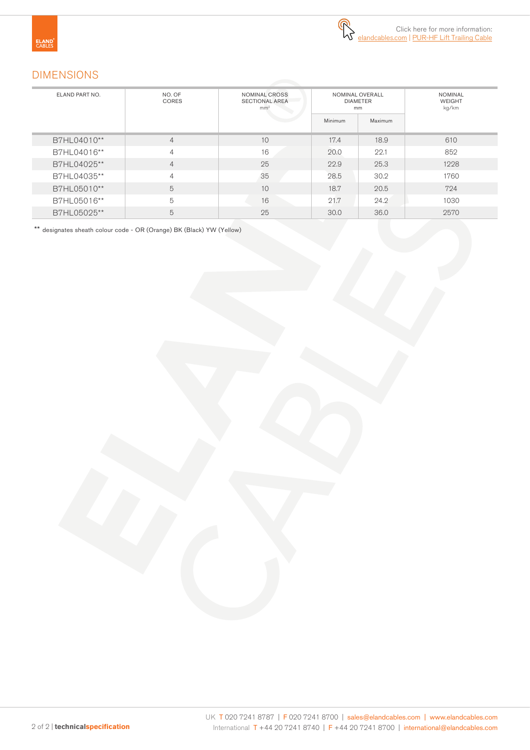Click here for more information: elandcables.com | PUR-HF Lift Trailing Cable

## DIMENSIONS

| ELAND PART NO. | NO. OF CORES | NOMINAL CROSS SECTIONAL AREA mm² | NOMINAL OVERALL DIAMETER mm | | NOMINAL WEIGHT kg/km |
|---|---|---|---|---|---|
| | | | Minimum | Maximum | |
| B7HL04010** | 4 | 10 | 17.4 | 18.9 | 610 |
| B7HL04016** | 4 | 16 | 20.0 | 22.1 | 852 |
| B7HL04025** | 4 | 25 | 22.9 | 25.3 | 1228 |
| B7HL04035** | 4 | 35 | 28.5 | 30.2 | 1760 |
| B7HL05010** | 5 | 10 | 18.7 | 20.5 | 724 |
| B7HL05016** | 5 | 16 | 21.7 | 24.2 | 1030 |
| B7HL05025** | 5 | 25 | 30.0 | 36.0 | 2570 |

** designates sheath colour code - OR (Orange) BK (Black) YW (Yellow)

UK T 020 7241 8787 | F 020 7241 8700 | sales@elandcables.com | www.elandcables.com
International T +44 20 7241 8740 | F +44 20 7241 8700 | international@elandcables.com